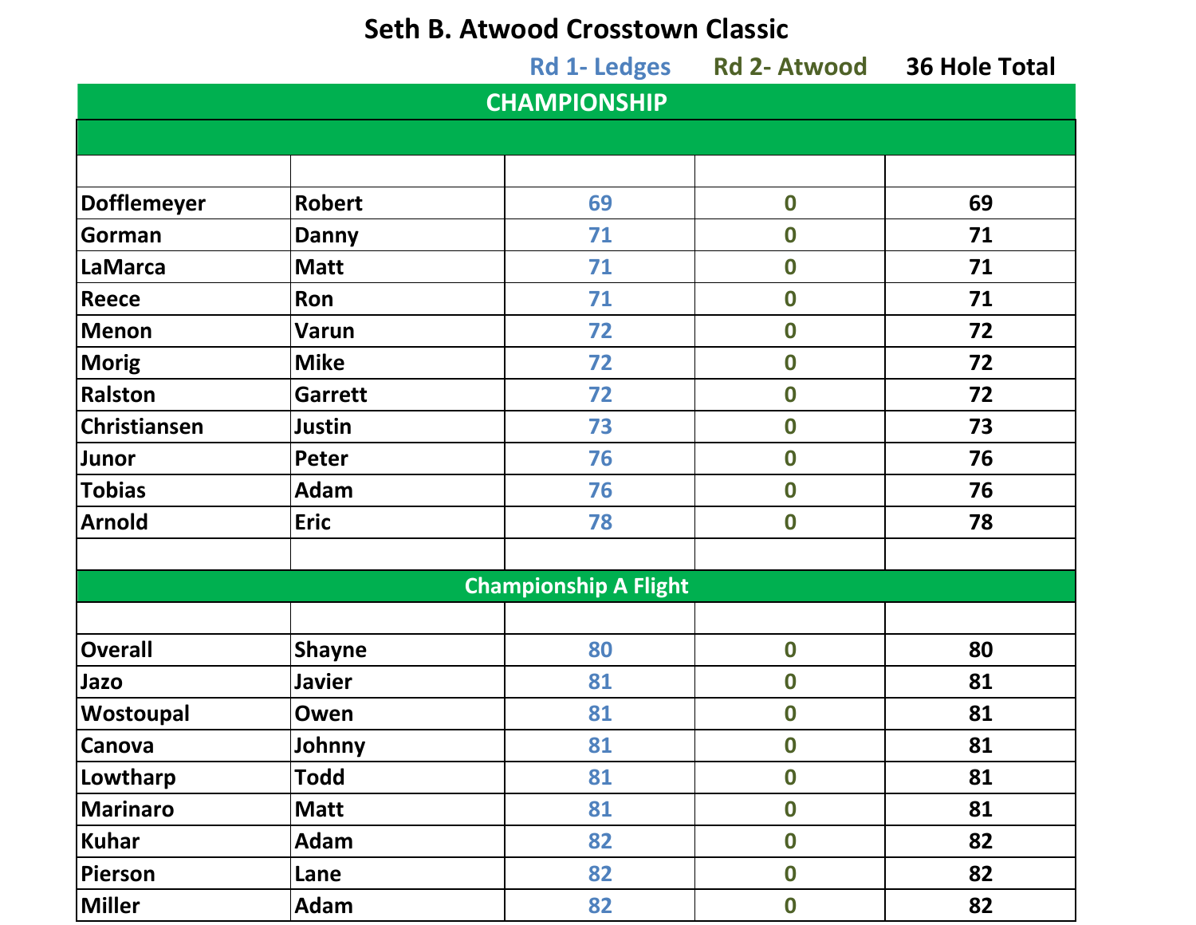# Seth B. Atwood Crosstown Classic

| | | Rd 1- Ledges | Rd 2- Atwood | 36 Hole Total |
|---|---|---|---|---|
| **CHAMPIONSHIP** | | | | |
| | | | | |
| Dofflemeyer | Robert | 69 | 0 | 69 |
| Gorman | Danny | 71 | 0 | 71 |
| LaMarca | Matt | 71 | 0 | 71 |
| Reece | Ron | 71 | 0 | 71 |
| Menon | Varun | 72 | 0 | 72 |
| Morig | Mike | 72 | 0 | 72 |
| Ralston | Garrett | 72 | 0 | 72 |
| Christiansen | Justin | 73 | 0 | 73 |
| Junor | Peter | 76 | 0 | 76 |
| Tobias | Adam | 76 | 0 | 76 |
| Arnold | Eric | 78 | 0 | 78 |
| | | | | |
| **Championship A Flight** | | | | |
| | | | | |
| Overall | Shayne | 80 | 0 | 80 |
| Jazo | Javier | 81 | 0 | 81 |
| Wostoupal | Owen | 81 | 0 | 81 |
| Canova | Johnny | 81 | 0 | 81 |
| Lowtharp | Todd | 81 | 0 | 81 |
| Marinaro | Matt | 81 | 0 | 81 |
| Kuhar | Adam | 82 | 0 | 82 |
| Pierson | Lane | 82 | 0 | 82 |
| Miller | Adam | 82 | 0 | 82 |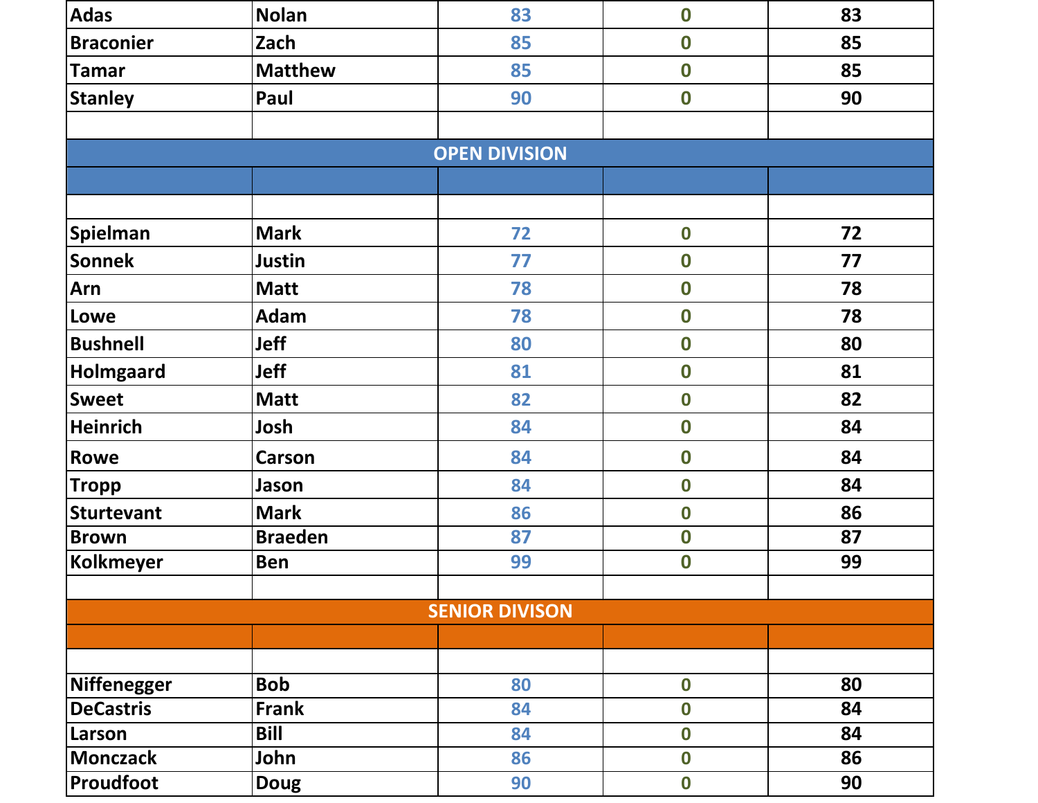| | | | | |
|---|---|---|---|---|
| Adas | Nolan | 83 | 0 | 83 |
| Braconier | Zach | 85 | 0 | 85 |
| Tamar | Matthew | 85 | 0 | 85 |
| Stanley | Paul | 90 | 0 | 90 |

## OPEN DIVISION

| | | | | |
|---|---|---|---|---|
| Spielman | Mark | 72 | 0 | 72 |
| Sonnek | Justin | 77 | 0 | 77 |
| Arn | Matt | 78 | 0 | 78 |
| Lowe | Adam | 78 | 0 | 78 |
| Bushnell | Jeff | 80 | 0 | 80 |
| Holmgaard | Jeff | 81 | 0 | 81 |
| Sweet | Matt | 82 | 0 | 82 |
| Heinrich | Josh | 84 | 0 | 84 |
| Rowe | Carson | 84 | 0 | 84 |
| Tropp | Jason | 84 | 0 | 84 |
| Sturtevant | Mark | 86 | 0 | 86 |
| Brown | Braeden | 87 | 0 | 87 |
| Kolkmeyer | Ben | 99 | 0 | 99 |

## SENIOR DIVISON

| | | | | |
|---|---|---|---|---|
| Niffenegger | Bob | 80 | 0 | 80 |
| DeCastris | Frank | 84 | 0 | 84 |
| Larson | Bill | 84 | 0 | 84 |
| Monczack | John | 86 | 0 | 86 |
| Proudfoot | Doug | 90 | 0 | 90 |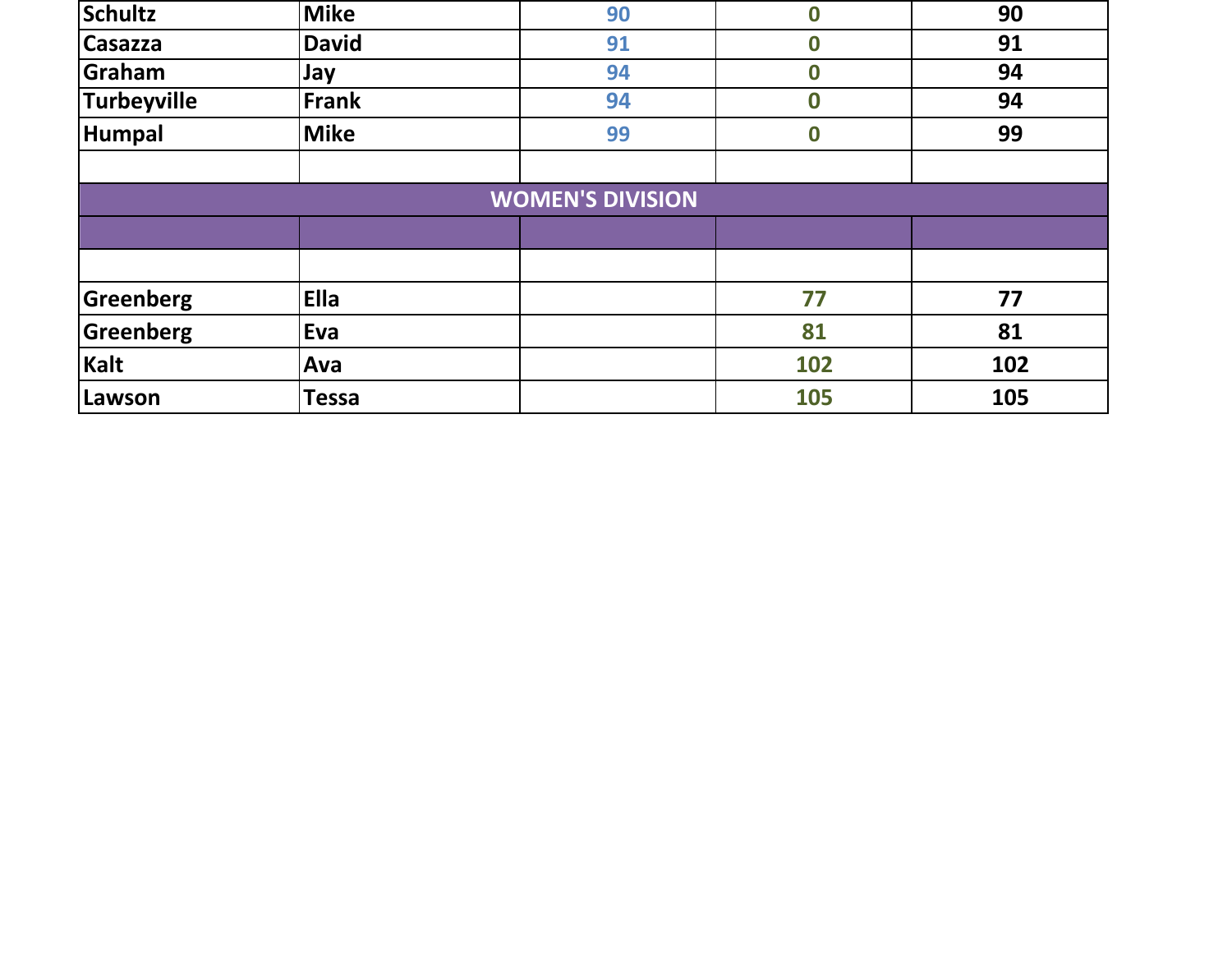| | | | | |
|---|---|---|---|---|
| Schultz | Mike | 90 | 0 | 90 |
| Casazza | David | 91 | 0 | 91 |
| Graham | Jay | 94 | 0 | 94 |
| Turbeyville | Frank | 94 | 0 | 94 |
| Humpal | Mike | 99 | 0 | 99 |
| | | | | |
| **WOMEN'S DIVISION** | | | | |
| | | | | |
| | | | | |
| Greenberg | Ella | | 77 | 77 |
| Greenberg | Eva | | 81 | 81 |
| Kalt | Ava | | 102 | 102 |
| Lawson | Tessa | | 105 | 105 |